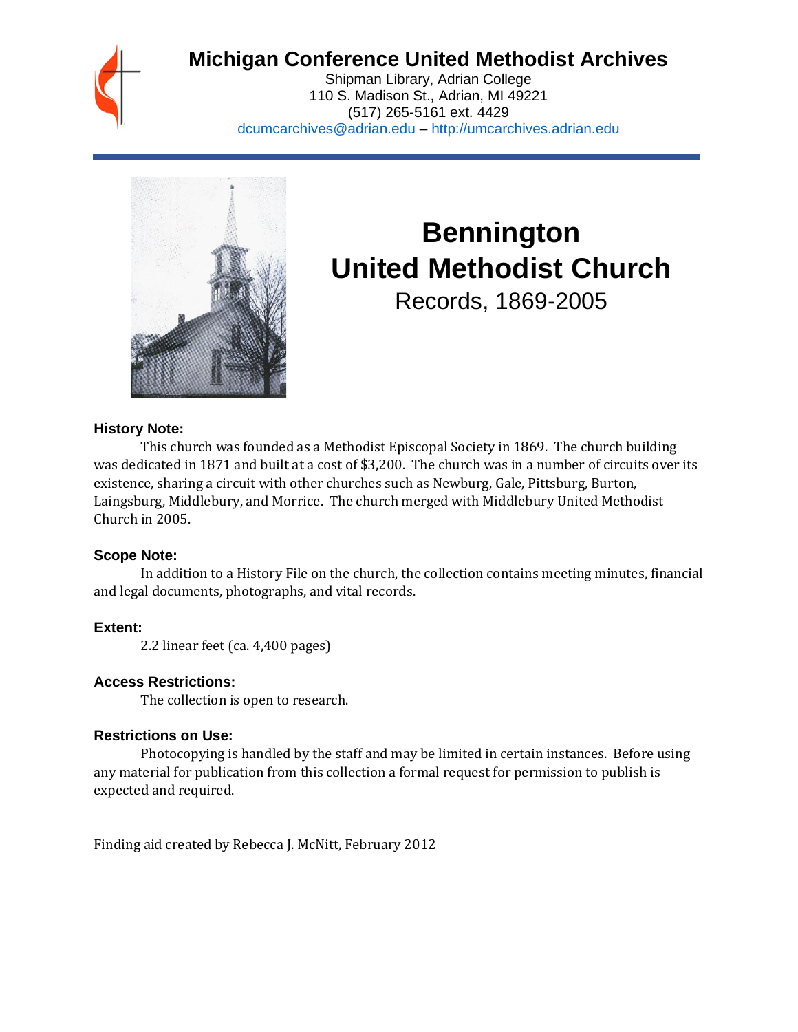# Michigan Conference United Methodist Archives

Shipman Library, Adrian College
110 S. Madison St., Adrian, MI 49221
(517) 265-5161 ext. 4429
dcumcarchives@adrian.edu – http://umcarchives.adrian.edu

# Bennington United Methodist Church

Records, 1869-2005

### History Note:

This church was founded as a Methodist Episcopal Society in 1869. The church building was dedicated in 1871 and built at a cost of $3,200. The church was in a number of circuits over its existence, sharing a circuit with other churches such as Newburg, Gale, Pittsburg, Burton, Laingsburg, Middlebury, and Morrice. The church merged with Middlebury United Methodist Church in 2005.

### Scope Note:

In addition to a History File on the church, the collection contains meeting minutes, financial and legal documents, photographs, and vital records.

### Extent:

2.2 linear feet (ca. 4,400 pages)

### Access Restrictions:

The collection is open to research.

### Restrictions on Use:

Photocopying is handled by the staff and may be limited in certain instances. Before using any material for publication from this collection a formal request for permission to publish is expected and required.

Finding aid created by Rebecca J. McNitt, February 2012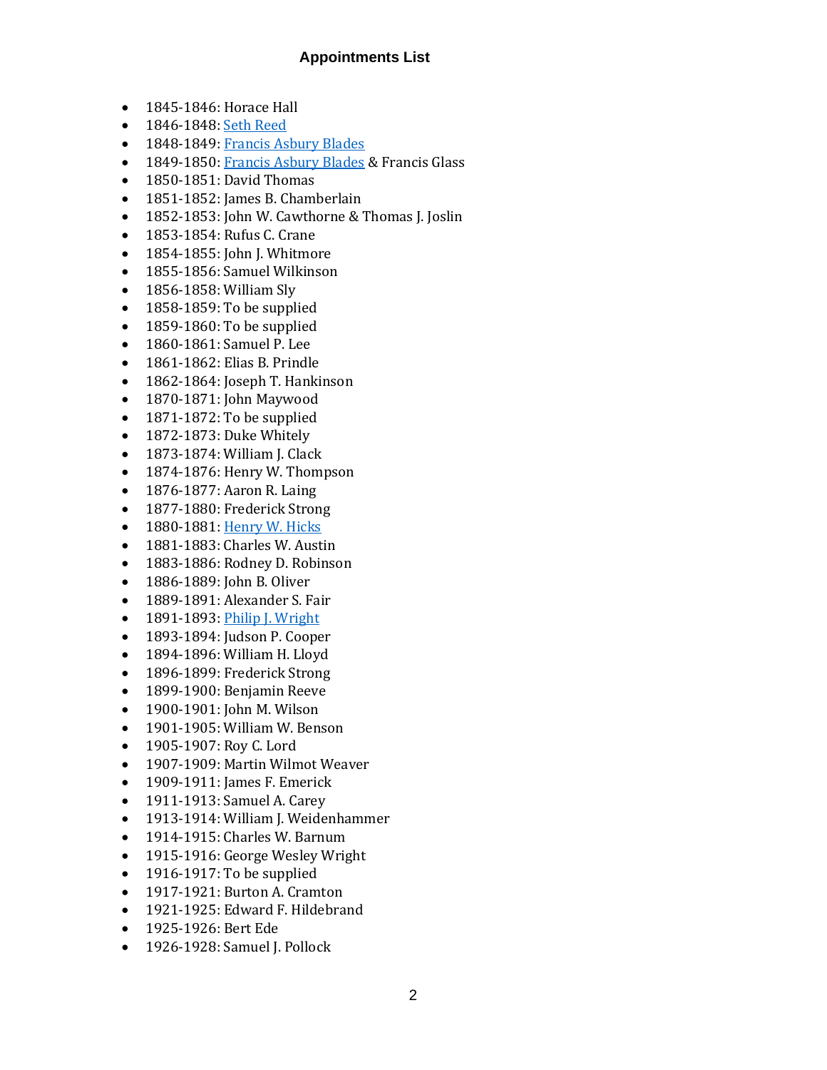## Appointments List

- 1845-1846: Horace Hall
- 1846-1848: Seth Reed
- 1848-1849: Francis Asbury Blades
- 1849-1850: Francis Asbury Blades & Francis Glass
- 1850-1851: David Thomas
- 1851-1852: James B. Chamberlain
- 1852-1853: John W. Cawthorne & Thomas J. Joslin
- 1853-1854: Rufus C. Crane
- 1854-1855: John J. Whitmore
- 1855-1856: Samuel Wilkinson
- 1856-1858: William Sly
- 1858-1859: To be supplied
- 1859-1860: To be supplied
- 1860-1861: Samuel P. Lee
- 1861-1862: Elias B. Prindle
- 1862-1864: Joseph T. Hankinson
- 1870-1871: John Maywood
- 1871-1872: To be supplied
- 1872-1873: Duke Whitely
- 1873-1874: William J. Clack
- 1874-1876: Henry W. Thompson
- 1876-1877: Aaron R. Laing
- 1877-1880: Frederick Strong
- 1880-1881: Henry W. Hicks
- 1881-1883: Charles W. Austin
- 1883-1886: Rodney D. Robinson
- 1886-1889: John B. Oliver
- 1889-1891: Alexander S. Fair
- 1891-1893: Philip J. Wright
- 1893-1894: Judson P. Cooper
- 1894-1896: William H. Lloyd
- 1896-1899: Frederick Strong
- 1899-1900: Benjamin Reeve
- 1900-1901: John M. Wilson
- 1901-1905: William W. Benson
- 1905-1907: Roy C. Lord
- 1907-1909: Martin Wilmot Weaver
- 1909-1911: James F. Emerick
- 1911-1913: Samuel A. Carey
- 1913-1914: William J. Weidenhammer
- 1914-1915: Charles W. Barnum
- 1915-1916: George Wesley Wright
- 1916-1917: To be supplied
- 1917-1921: Burton A. Cramton
- 1921-1925: Edward F. Hildebrand
- 1925-1926: Bert Ede
- 1926-1928: Samuel J. Pollock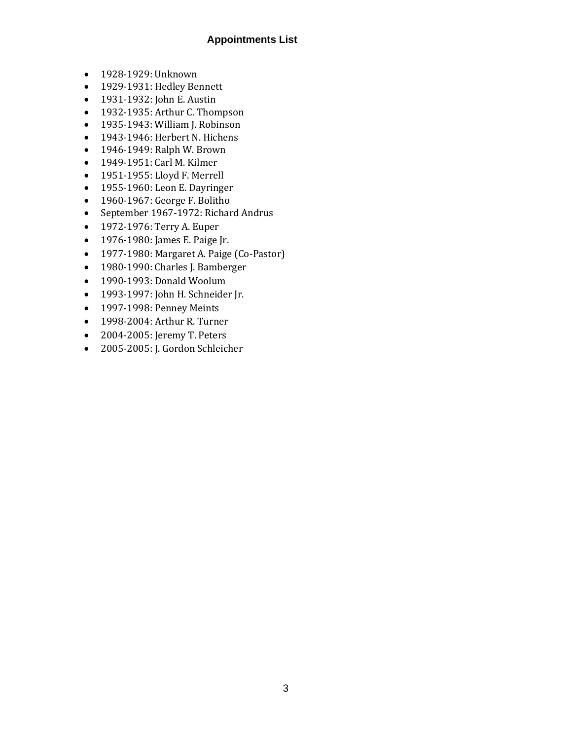## Appointments List

- 1928-1929: Unknown
- 1929-1931: Hedley Bennett
- 1931-1932: John E. Austin
- 1932-1935: Arthur C. Thompson
- 1935-1943: William J. Robinson
- 1943-1946: Herbert N. Hichens
- 1946-1949: Ralph W. Brown
- 1949-1951: Carl M. Kilmer
- 1951-1955: Lloyd F. Merrell
- 1955-1960: Leon E. Dayringer
- 1960-1967: George F. Bolitho
- September 1967-1972: Richard Andrus
- 1972-1976: Terry A. Euper
- 1976-1980: James E. Paige Jr.
- 1977-1980: Margaret A. Paige (Co-Pastor)
- 1980-1990: Charles J. Bamberger
- 1990-1993: Donald Woolum
- 1993-1997: John H. Schneider Jr.
- 1997-1998: Penney Meints
- 1998-2004: Arthur R. Turner
- 2004-2005: Jeremy T. Peters
- 2005-2005: J. Gordon Schleicher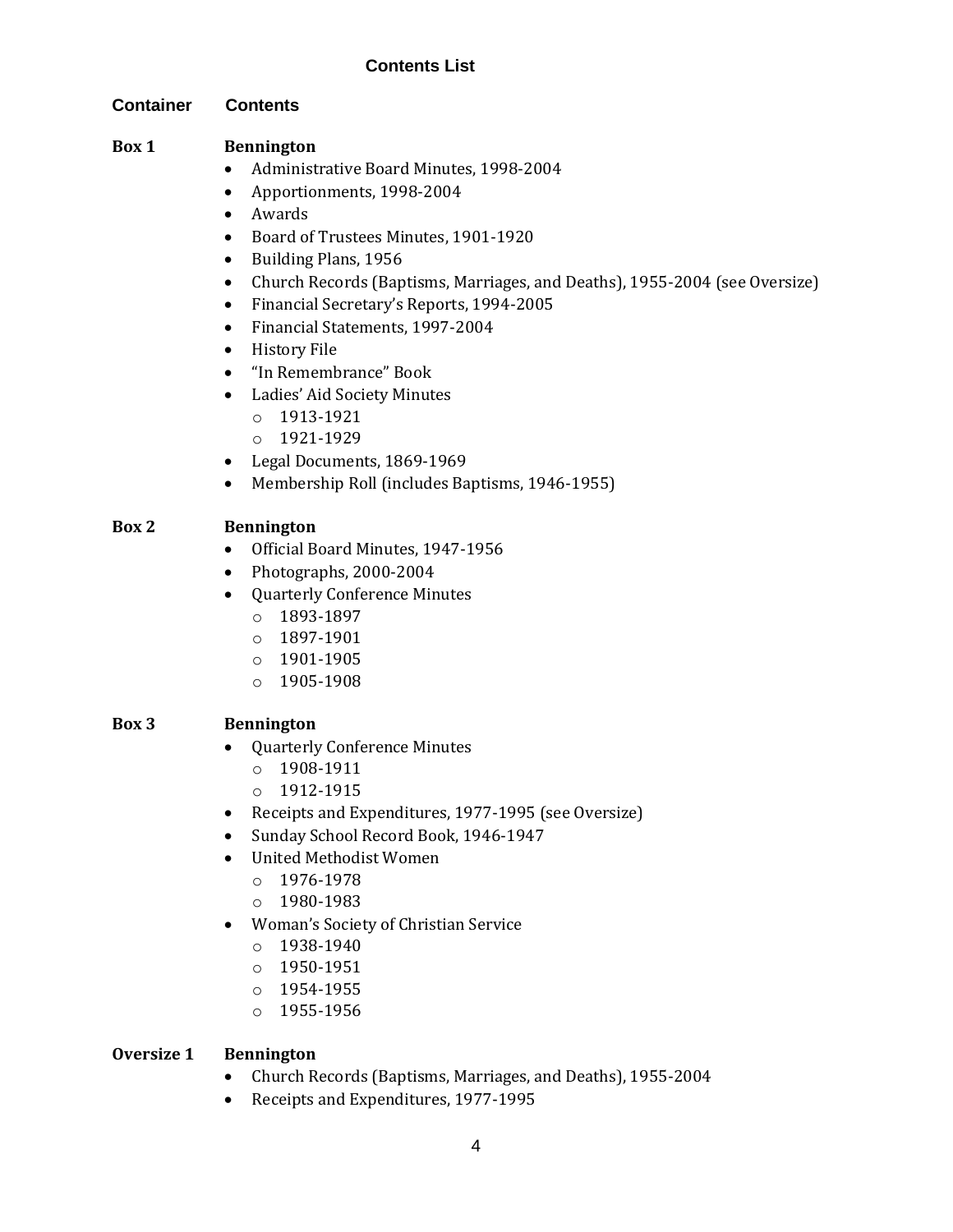## Contents List

**Container** | **Contents**

**Box 1** — **Bennington**

- Administrative Board Minutes, 1998-2004
- Apportionments, 1998-2004
- Awards
- Board of Trustees Minutes, 1901-1920
- Building Plans, 1956
- Church Records (Baptisms, Marriages, and Deaths), 1955-2004 (see Oversize)
- Financial Secretary's Reports, 1994-2005
- Financial Statements, 1997-2004
- History File
- "In Remembrance" Book
- Ladies' Aid Society Minutes
  - 1913-1921
  - 1921-1929
- Legal Documents, 1869-1969
- Membership Roll (includes Baptisms, 1946-1955)

**Box 2** — **Bennington**

- Official Board Minutes, 1947-1956
- Photographs, 2000-2004
- Quarterly Conference Minutes
  - 1893-1897
  - 1897-1901
  - 1901-1905
  - 1905-1908

**Box 3** — **Bennington**

- Quarterly Conference Minutes
  - 1908-1911
  - 1912-1915
- Receipts and Expenditures, 1977-1995 (see Oversize)
- Sunday School Record Book, 1946-1947
- United Methodist Women
  - 1976-1978
  - 1980-1983
- Woman's Society of Christian Service
  - 1938-1940
  - 1950-1951
  - 1954-1955
  - 1955-1956

**Oversize 1** — **Bennington**

- Church Records (Baptisms, Marriages, and Deaths), 1955-2004
- Receipts and Expenditures, 1977-1995